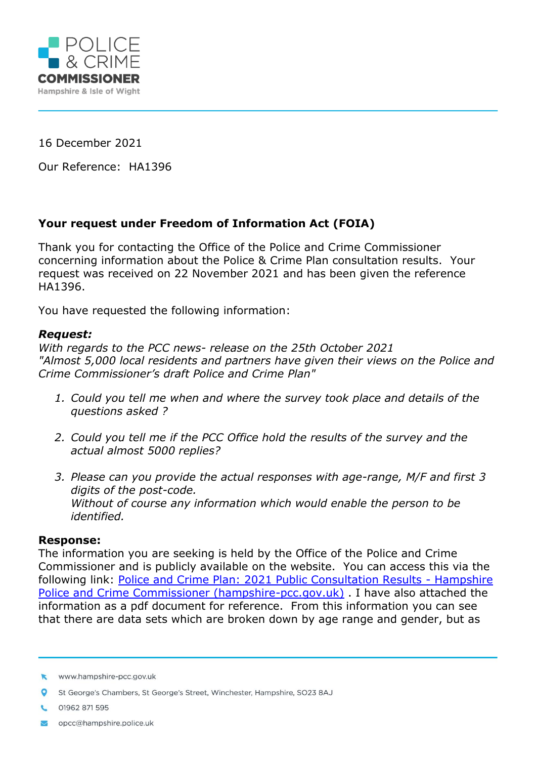POLICE & CRIME COMMISSIONER
Hampshire & Isle of Wight

16 December 2021

Our Reference: HA1396

**Your request under Freedom of Information Act (FOIA)**

Thank you for contacting the Office of the Police and Crime Commissioner concerning information about the Police & Crime Plan consultation results. Your request was received on 22 November 2021 and has been given the reference HA1396.

You have requested the following information:

***Request:***
*With regards to the PCC news- release on the 25th October 2021 "Almost 5,000 local residents and partners have given their views on the Police and Crime Commissioner's draft Police and Crime Plan"*

1. *Could you tell me when and where the survey took place and details of the questions asked ?*
2. *Could you tell me if the PCC Office hold the results of the survey and the actual almost 5000 replies?*
3. *Please can you provide the actual responses with age-range, M/F and first 3 digits of the post-code.*
   *Without of course any information which would enable the person to be identified.*

**Response:**
The information you are seeking is held by the Office of the Police and Crime Commissioner and is publicly available on the website. You can access this via the following link: [Police and Crime Plan: 2021 Public Consultation Results - Hampshire Police and Crime Commissioner (hampshire-pcc.gov.uk)](https://www.hampshire-pcc.gov.uk) . I have also attached the information as a pdf document for reference. From this information you can see that there are data sets which are broken down by age range and gender, but as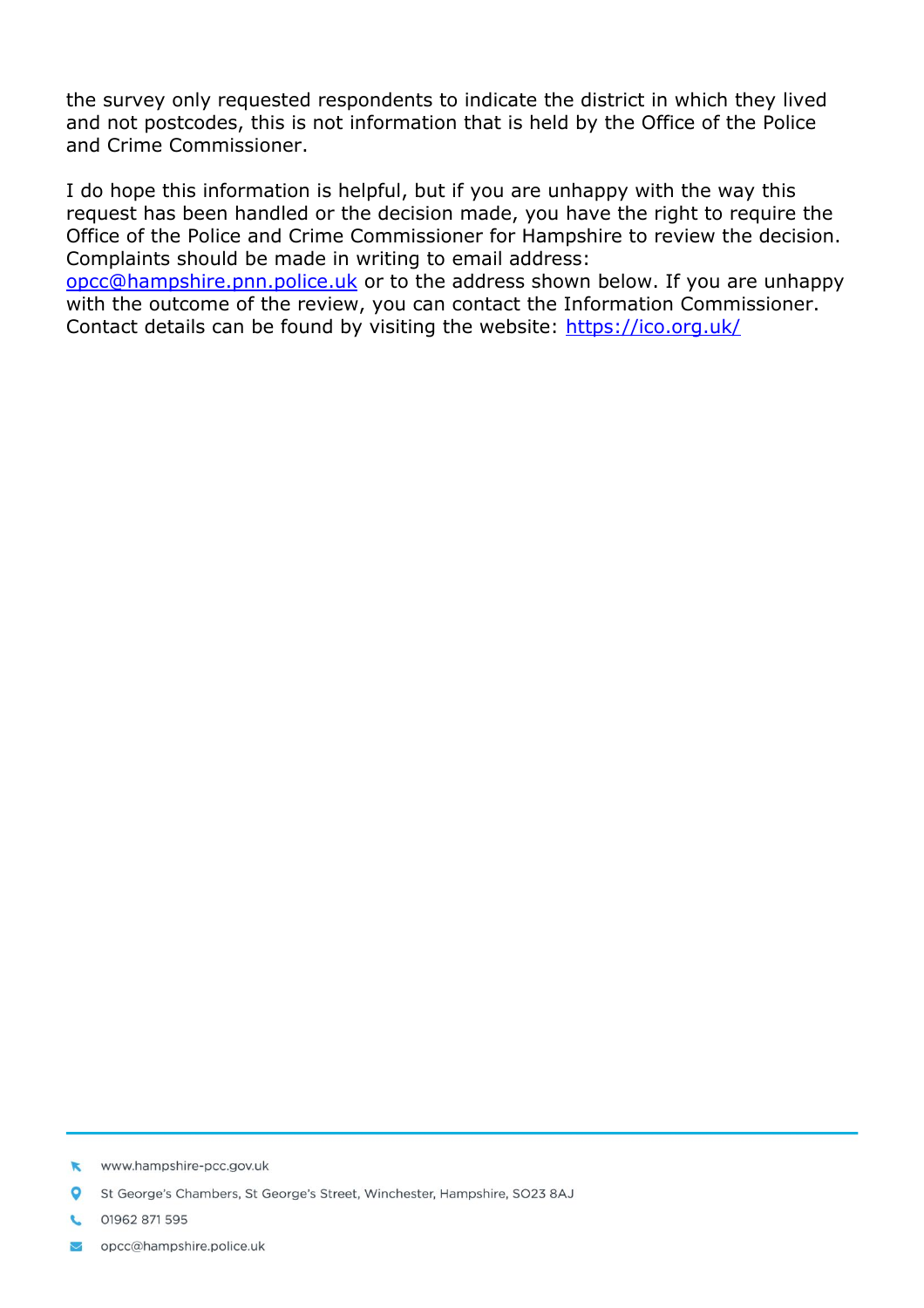the survey only requested respondents to indicate the district in which they lived and not postcodes, this is not information that is held by the Office of the Police and Crime Commissioner.

I do hope this information is helpful, but if you are unhappy with the way this request has been handled or the decision made, you have the right to require the Office of the Police and Crime Commissioner for Hampshire to review the decision. Complaints should be made in writing to email address: opcc@hampshire.pnn.police.uk or to the address shown below. If you are unhappy with the outcome of the review, you can contact the Information Commissioner. Contact details can be found by visiting the website: https://ico.org.uk/

www.hampshire-pcc.gov.uk

St George's Chambers, St George's Street, Winchester, Hampshire, SO23 8AJ

01962 871 595

opcc@hampshire.police.uk